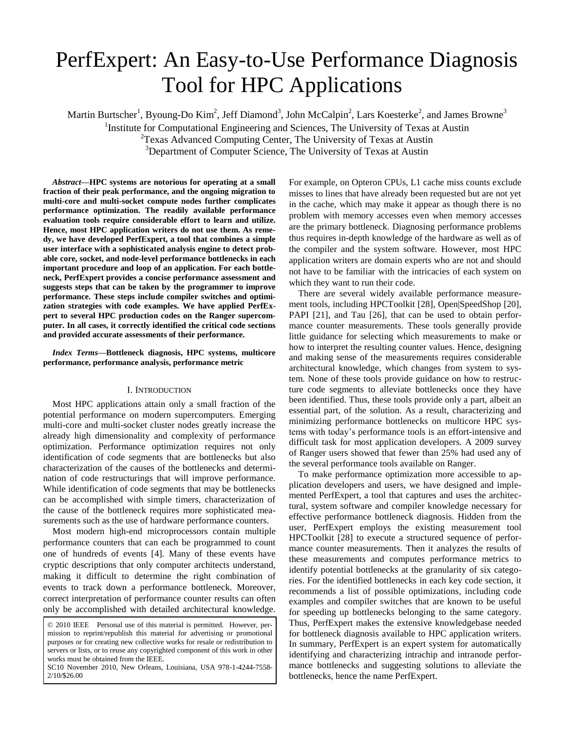# PerfExpert: An Easy-to-Use Performance Diagnosis Tool for HPC Applications

Martin Burtscher[1], Byoung-Do Kim[2], Jeff Diamond[3], John McCalpin[2], Lars Koesterke[2], and James Browne[3]

[1]Institute for Computational Engineering and Sciences, The University of Texas at Austin
[2]Texas Advanced Computing Center, The University of Texas at Austin
[3]Department of Computer Science, The University of Texas at Austin

***Abstract*—HPC systems are notorious for operating at a small fraction of their peak performance, and the ongoing migration to multi-core and multi-socket compute nodes further complicates performance optimization. The readily available performance evaluation tools require considerable effort to learn and utilize. Hence, most HPC application writers do not use them. As remedy, we have developed PerfExpert, a tool that combines a simple user interface with a sophisticated analysis engine to detect probable core, socket, and node-level performance bottlenecks in each important procedure and loop of an application. For each bottleneck, PerfExpert provides a concise performance assessment and suggests steps that can be taken by the programmer to improve performance. These steps include compiler switches and optimization strategies with code examples. We have applied PerfExpert to several HPC production codes on the Ranger supercomputer. In all cases, it correctly identified the critical code sections and provided accurate assessments of their performance.**

***Index Terms*—Bottleneck diagnosis, HPC systems, multicore performance, performance analysis, performance metric**

## I. Introduction

Most HPC applications attain only a small fraction of the potential performance on modern supercomputers. Emerging multi-core and multi-socket cluster nodes greatly increase the already high dimensionality and complexity of performance optimization. Performance optimization requires not only identification of code segments that are bottlenecks but also characterization of the causes of the bottlenecks and determination of code restructurings that will improve performance. While identification of code segments that may be bottlenecks can be accomplished with simple timers, characterization of the cause of the bottleneck requires more sophisticated measurements such as the use of hardware performance counters.

Most modern high-end microprocessors contain multiple performance counters that can each be programmed to count one of hundreds of events [4]. Many of these events have cryptic descriptions that only computer architects understand, making it difficult to determine the right combination of events to track down a performance bottleneck. Moreover, correct interpretation of performance counter results can often only be accomplished with detailed architectural knowledge. For example, on Opteron CPUs, L1 cache miss counts exclude misses to lines that have already been requested but are not yet in the cache, which may make it appear as though there is no problem with memory accesses even when memory accesses are the primary bottleneck. Diagnosing performance problems thus requires in-depth knowledge of the hardware as well as of the compiler and the system software. However, most HPC application writers are domain experts who are not and should not have to be familiar with the intricacies of each system on which they want to run their code.

There are several widely available performance measurement tools, including HPCToolkit [28], Open|SpeedShop [20], PAPI [21], and Tau [26], that can be used to obtain performance counter measurements. These tools generally provide little guidance for selecting which measurements to make or how to interpret the resulting counter values. Hence, designing and making sense of the measurements requires considerable architectural knowledge, which changes from system to system. None of these tools provide guidance on how to restructure code segments to alleviate bottlenecks once they have been identified. Thus, these tools provide only a part, albeit an essential part, of the solution. As a result, characterizing and minimizing performance bottlenecks on multicore HPC systems with today's performance tools is an effort-intensive and difficult task for most application developers. A 2009 survey of Ranger users showed that fewer than 25% had used any of the several performance tools available on Ranger.

To make performance optimization more accessible to application developers and users, we have designed and implemented PerfExpert, a tool that captures and uses the architectural, system software and compiler knowledge necessary for effective performance bottleneck diagnosis. Hidden from the user, PerfExpert employs the existing measurement tool HPCToolkit [28] to execute a structured sequence of performance counter measurements. Then it analyzes the results of these measurements and computes performance metrics to identify potential bottlenecks at the granularity of six categories. For the identified bottlenecks in each key code section, it recommends a list of possible optimizations, including code examples and compiler switches that are known to be useful for speeding up bottlenecks belonging to the same category. Thus, PerfExpert makes the extensive knowledgebase needed for bottleneck diagnosis available to HPC application writers. In summary, PerfExpert is an expert system for automatically identifying and characterizing intrachip and intranode performance bottlenecks and suggesting solutions to alleviate the bottlenecks, hence the name PerfExpert.

© 2010 IEEE Personal use of this material is permitted. However, permission to reprint/republish this material for advertising or promotional purposes or for creating new collective works for resale or redistribution to servers or lists, or to reuse any copyrighted component of this work in other works must be obtained from the IEEE.
SC10 November 2010, New Orleans, Louisiana, USA 978-1-4244-7558-2/10/$26.00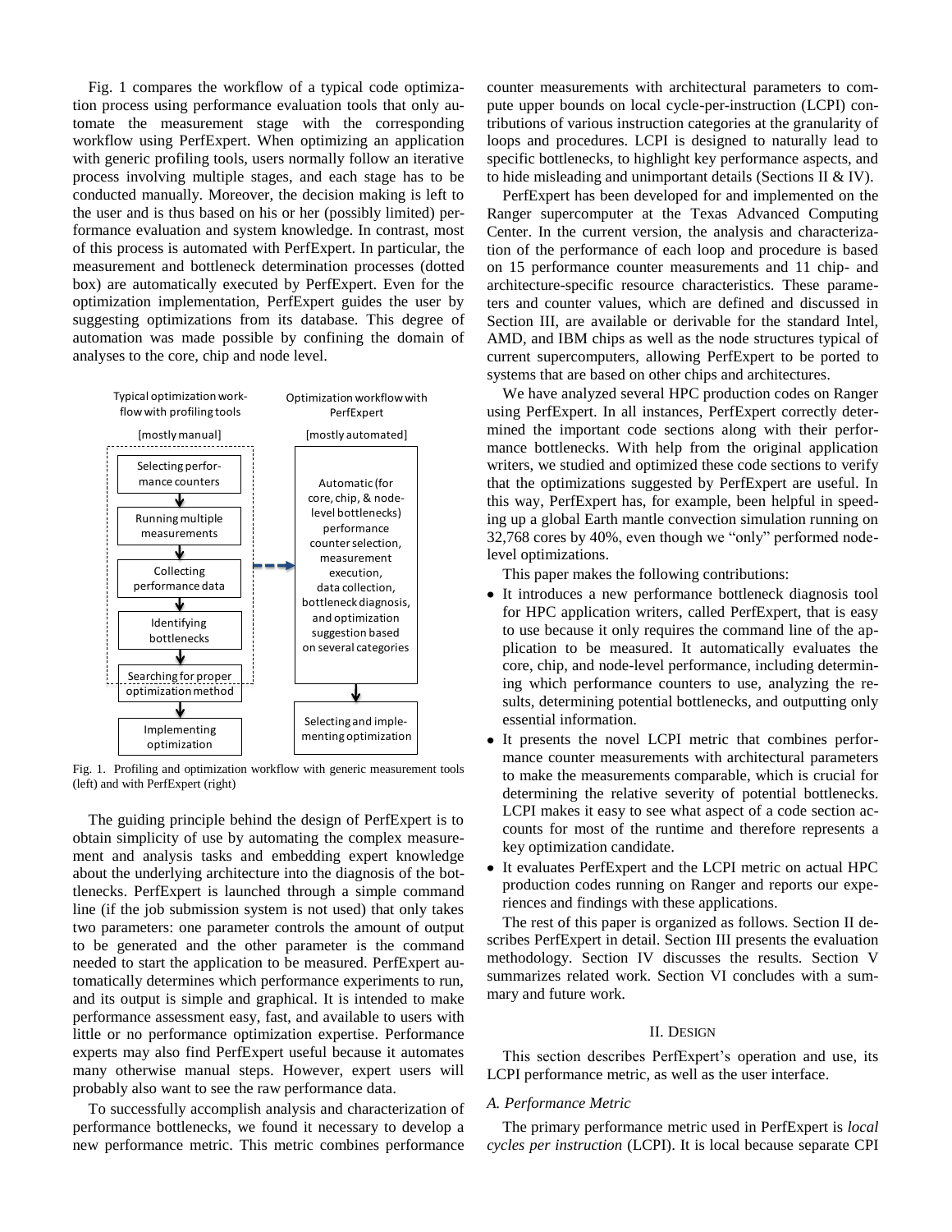Fig. 1 compares the workflow of a typical code optimization process using performance evaluation tools that only automate the measurement stage with the corresponding workflow using PerfExpert. When optimizing an application with generic profiling tools, users normally follow an iterative process involving multiple stages, and each stage has to be conducted manually. Moreover, the decision making is left to the user and is thus based on his or her (possibly limited) performance evaluation and system knowledge. In contrast, most of this process is automated with PerfExpert. In particular, the measurement and bottleneck determination processes (dotted box) are automatically executed by PerfExpert. Even for the optimization implementation, PerfExpert guides the user by suggesting optimizations from its database. This degree of automation was made possible by confining the domain of analyses to the core, chip and node level.

Typical optimization workflow with profiling tools

[mostly manual]

Selecting performance counters

Running multiple measurements

Collecting performance data

Identifying bottlenecks

Searching for proper optimization method

Implementing optimization

Optimization workflow with PerfExpert

[mostly automated]

Automatic (for core, chip, & node-level bottlenecks) performance counter selection, measurement execution, data collection, bottleneck diagnosis, and optimization suggestion based on several categories

Selecting and implementing optimization

Fig. 1. Profiling and optimization workflow with generic measurement tools (left) and with PerfExpert (right)

The guiding principle behind the design of PerfExpert is to obtain simplicity of use by automating the complex measurement and analysis tasks and embedding expert knowledge about the underlying architecture into the diagnosis of the bottlenecks. PerfExpert is launched through a simple command line (if the job submission system is not used) that only takes two parameters: one parameter controls the amount of output to be generated and the other parameter is the command needed to start the application to be measured. PerfExpert automatically determines which performance experiments to run, and its output is simple and graphical. It is intended to make performance assessment easy, fast, and available to users with little or no performance optimization expertise. Performance experts may also find PerfExpert useful because it automates many otherwise manual steps. However, expert users will probably also want to see the raw performance data.

To successfully accomplish analysis and characterization of performance bottlenecks, we found it necessary to develop a new performance metric. This metric combines performance counter measurements with architectural parameters to compute upper bounds on local cycle-per-instruction (LCPI) contributions of various instruction categories at the granularity of loops and procedures. LCPI is designed to naturally lead to specific bottlenecks, to highlight key performance aspects, and to hide misleading and unimportant details (Sections II & IV).

PerfExpert has been developed for and implemented on the Ranger supercomputer at the Texas Advanced Computing Center. In the current version, the analysis and characterization of the performance of each loop and procedure is based on 15 performance counter measurements and 11 chip- and architecture-specific resource characteristics. These parameters and counter values, which are defined and discussed in Section III, are available or derivable for the standard Intel, AMD, and IBM chips as well as the node structures typical of current supercomputers, allowing PerfExpert to be ported to systems that are based on other chips and architectures.

We have analyzed several HPC production codes on Ranger using PerfExpert. In all instances, PerfExpert correctly determined the important code sections along with their performance bottlenecks. With help from the original application writers, we studied and optimized these code sections to verify that the optimizations suggested by PerfExpert are useful. In this way, PerfExpert has, for example, been helpful in speeding up a global Earth mantle convection simulation running on 32,768 cores by 40%, even though we "only" performed node-level optimizations.

This paper makes the following contributions:

- It introduces a new performance bottleneck diagnosis tool for HPC application writers, called PerfExpert, that is easy to use because it only requires the command line of the application to be measured. It automatically evaluates the core, chip, and node-level performance, including determining which performance counters to use, analyzing the results, determining potential bottlenecks, and outputting only essential information.
- It presents the novel LCPI metric that combines performance counter measurements with architectural parameters to make the measurements comparable, which is crucial for determining the relative severity of potential bottlenecks. LCPI makes it easy to see what aspect of a code section accounts for most of the runtime and therefore represents a key optimization candidate.
- It evaluates PerfExpert and the LCPI metric on actual HPC production codes running on Ranger and reports our experiences and findings with these applications.

The rest of this paper is organized as follows. Section II describes PerfExpert in detail. Section III presents the evaluation methodology. Section IV discusses the results. Section V summarizes related work. Section VI concludes with a summary and future work.

## II. Design

This section describes PerfExpert's operation and use, its LCPI performance metric, as well as the user interface.

### A. Performance Metric

The primary performance metric used in PerfExpert is *local cycles per instruction* (LCPI). It is local because separate CPI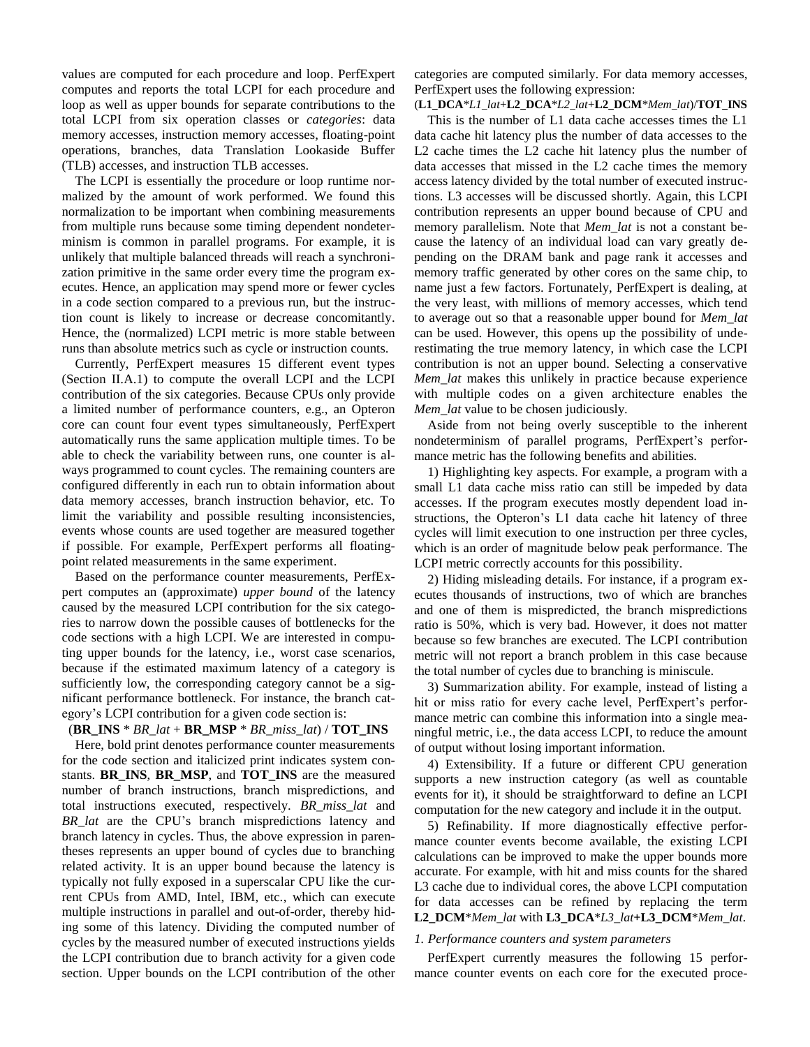values are computed for each procedure and loop. PerfExpert computes and reports the total LCPI for each procedure and loop as well as upper bounds for separate contributions to the total LCPI from six operation classes or *categories*: data memory accesses, instruction memory accesses, floating-point operations, branches, data Translation Lookaside Buffer (TLB) accesses, and instruction TLB accesses.

The LCPI is essentially the procedure or loop runtime normalized by the amount of work performed. We found this normalization to be important when combining measurements from multiple runs because some timing dependent nondeterminism is common in parallel programs. For example, it is unlikely that multiple balanced threads will reach a synchronization primitive in the same order every time the program executes. Hence, an application may spend more or fewer cycles in a code section compared to a previous run, but the instruction count is likely to increase or decrease concomitantly. Hence, the (normalized) LCPI metric is more stable between runs than absolute metrics such as cycle or instruction counts.

Currently, PerfExpert measures 15 different event types (Section II.A.1) to compute the overall LCPI and the LCPI contribution of the six categories. Because CPUs only provide a limited number of performance counters, e.g., an Opteron core can count four event types simultaneously, PerfExpert automatically runs the same application multiple times. To be able to check the variability between runs, one counter is always programmed to count cycles. The remaining counters are configured differently in each run to obtain information about data memory accesses, branch instruction behavior, etc. To limit the variability and possible resulting inconsistencies, events whose counts are used together are measured together if possible. For example, PerfExpert performs all floating-point related measurements in the same experiment.

Based on the performance counter measurements, PerfExpert computes an (approximate) *upper bound* of the latency caused by the measured LCPI contribution for the six categories to narrow down the possible causes of bottlenecks for the code sections with a high LCPI. We are interested in computing upper bounds for the latency, i.e., worst case scenarios, because if the estimated maximum latency of a category is sufficiently low, the corresponding category cannot be a significant performance bottleneck. For instance, the branch category's LCPI contribution for a given code section is:

(**BR_INS** * *BR_lat* + **BR_MSP** * *BR_miss_lat*) / **TOT_INS**

Here, bold print denotes performance counter measurements for the code section and italicized print indicates system constants. **BR_INS**, **BR_MSP**, and **TOT_INS** are the measured number of branch instructions, branch mispredictions, and total instructions executed, respectively. *BR_miss_lat* and *BR_lat* are the CPU's branch mispredictions latency and branch latency in cycles. Thus, the above expression in parentheses represents an upper bound of cycles due to branching related activity. It is an upper bound because the latency is typically not fully exposed in a superscalar CPU like the current CPUs from AMD, Intel, IBM, etc., which can execute multiple instructions in parallel and out-of-order, thereby hiding some of this latency. Dividing the computed number of cycles by the measured number of executed instructions yields the LCPI contribution due to branch activity for a given code section. Upper bounds on the LCPI contribution of the other categories are computed similarly. For data memory accesses, PerfExpert uses the following expression:

(**L1_DCA***L1_lat*+**L2_DCA***L2_lat*+**L2_DCM***Mem_lat*)/**TOT_INS**

This is the number of L1 data cache accesses times the L1 data cache hit latency plus the number of data accesses to the L2 cache times the L2 cache hit latency plus the number of data accesses that missed in the L2 cache times the memory access latency divided by the total number of executed instructions. L3 accesses will be discussed shortly. Again, this LCPI contribution represents an upper bound because of CPU and memory parallelism. Note that *Mem_lat* is not a constant because the latency of an individual load can vary greatly depending on the DRAM bank and page rank it accesses and memory traffic generated by other cores on the same chip, to name just a few factors. Fortunately, PerfExpert is dealing, at the very least, with millions of memory accesses, which tend to average out so that a reasonable upper bound for *Mem_lat* can be used. However, this opens up the possibility of underestimating the true memory latency, in which case the LCPI contribution is not an upper bound. Selecting a conservative *Mem_lat* makes this unlikely in practice because experience with multiple codes on a given architecture enables the *Mem_lat* value to be chosen judiciously.

Aside from not being overly susceptible to the inherent nondeterminism of parallel programs, PerfExpert's performance metric has the following benefits and abilities.

1) Highlighting key aspects. For example, a program with a small L1 data cache miss ratio can still be impeded by data accesses. If the program executes mostly dependent load instructions, the Opteron's L1 data cache hit latency of three cycles will limit execution to one instruction per three cycles, which is an order of magnitude below peak performance. The LCPI metric correctly accounts for this possibility.

2) Hiding misleading details. For instance, if a program executes thousands of instructions, two of which are branches and one of them is mispredicted, the branch mispredictions ratio is 50%, which is very bad. However, it does not matter because so few branches are executed. The LCPI contribution metric will not report a branch problem in this case because the total number of cycles due to branching is miniscule.

3) Summarization ability. For example, instead of listing a hit or miss ratio for every cache level, PerfExpert's performance metric can combine this information into a single meaningful metric, i.e., the data access LCPI, to reduce the amount of output without losing important information.

4) Extensibility. If a future or different CPU generation supports a new instruction category (as well as countable events for it), it should be straightforward to define an LCPI computation for the new category and include it in the output.

5) Refinability. If more diagnostically effective performance counter events become available, the existing LCPI calculations can be improved to make the upper bounds more accurate. For example, with hit and miss counts for the shared L3 cache due to individual cores, the above LCPI computation for data accesses can be refined by replacing the term **L2_DCM***Mem_lat* with **L3_DCA***L3_lat*+**L3_DCM***Mem_lat*.

### *1. Performance counters and system parameters*

PerfExpert currently measures the following 15 performance counter events on each core for the executed proce-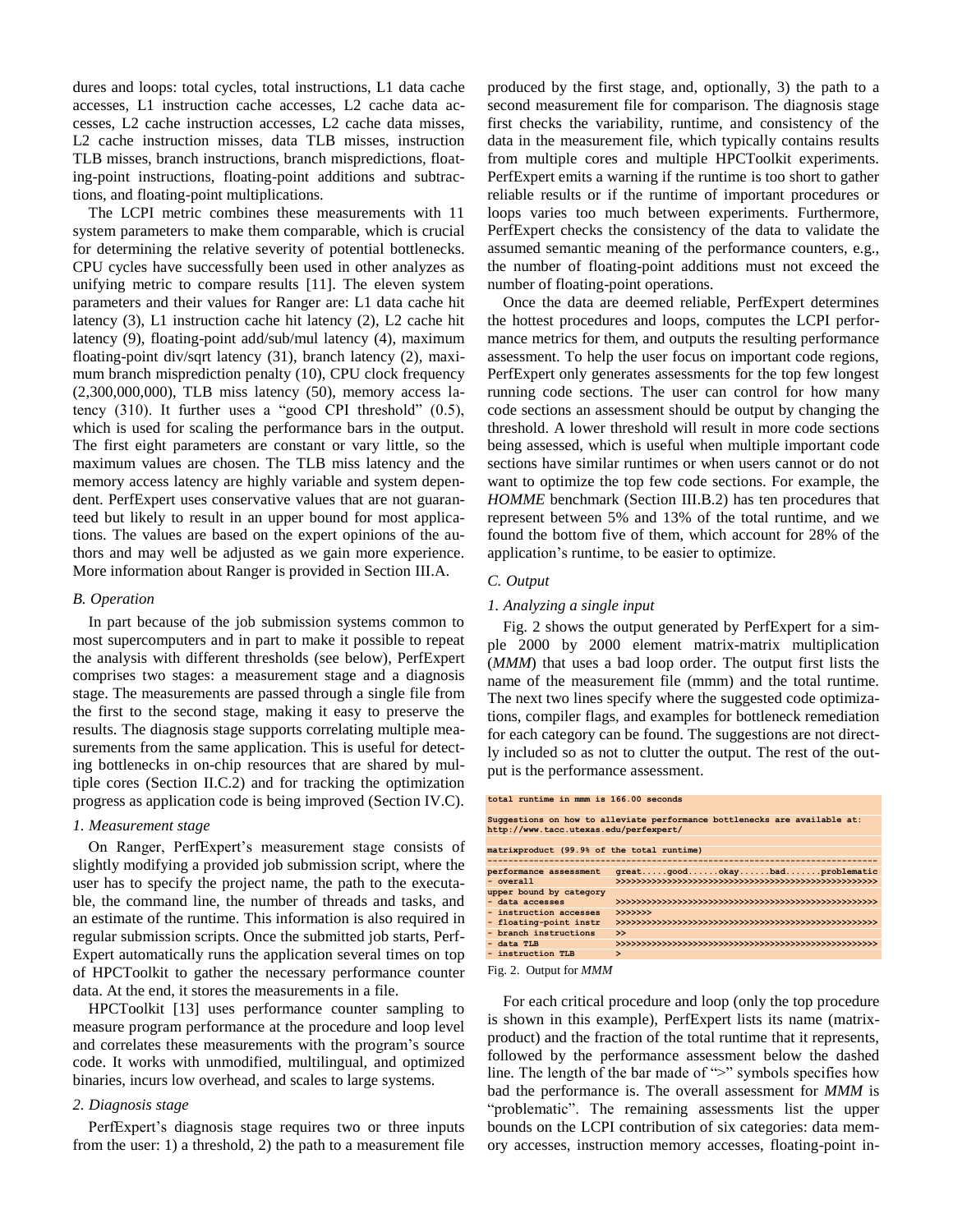dures and loops: total cycles, total instructions, L1 data cache accesses, L1 instruction cache accesses, L2 cache data accesses, L2 cache instruction accesses, L2 cache data misses, L2 cache instruction misses, data TLB misses, instruction TLB misses, branch instructions, branch mispredictions, floating-point instructions, floating-point additions and subtractions, and floating-point multiplications.

The LCPI metric combines these measurements with 11 system parameters to make them comparable, which is crucial for determining the relative severity of potential bottlenecks. CPU cycles have successfully been used in other analyzes as unifying metric to compare results [11]. The eleven system parameters and their values for Ranger are: L1 data cache hit latency (3), L1 instruction cache hit latency (2), L2 cache hit latency (9), floating-point add/sub/mul latency (4), maximum floating-point div/sqrt latency (31), branch latency (2), maximum branch misprediction penalty (10), CPU clock frequency (2,300,000,000), TLB miss latency (50), memory access latency (310). It further uses a "good CPI threshold" (0.5), which is used for scaling the performance bars in the output. The first eight parameters are constant or vary little, so the maximum values are chosen. The TLB miss latency and the memory access latency are highly variable and system dependent. PerfExpert uses conservative values that are not guaranteed but likely to result in an upper bound for most applications. The values are based on the expert opinions of the authors and may well be adjusted as we gain more experience. More information about Ranger is provided in Section III.A.

### *B. Operation*

In part because of the job submission systems common to most supercomputers and in part to make it possible to repeat the analysis with different thresholds (see below), PerfExpert comprises two stages: a measurement stage and a diagnosis stage. The measurements are passed through a single file from the first to the second stage, making it easy to preserve the results. The diagnosis stage supports correlating multiple measurements from the same application. This is useful for detecting bottlenecks in on-chip resources that are shared by multiple cores (Section II.C.2) and for tracking the optimization progress as application code is being improved (Section IV.C).

#### *1. Measurement stage*

On Ranger, PerfExpert's measurement stage consists of slightly modifying a provided job submission script, where the user has to specify the project name, the path to the executable, the command line, the number of threads and tasks, and an estimate of the runtime. This information is also required in regular submission scripts. Once the submitted job starts, PerfExpert automatically runs the application several times on top of HPCToolkit to gather the necessary performance counter data. At the end, it stores the measurements in a file.

HPCToolkit [13] uses performance counter sampling to measure program performance at the procedure and loop level and correlates these measurements with the program's source code. It works with unmodified, multilingual, and optimized binaries, incurs low overhead, and scales to large systems.

#### *2. Diagnosis stage*

PerfExpert's diagnosis stage requires two or three inputs from the user: 1) a threshold, 2) the path to a measurement file produced by the first stage, and, optionally, 3) the path to a second measurement file for comparison. The diagnosis stage first checks the variability, runtime, and consistency of the data in the measurement file, which typically contains results from multiple cores and multiple HPCToolkit experiments. PerfExpert emits a warning if the runtime is too short to gather reliable results or if the runtime of important procedures or loops varies too much between experiments. Furthermore, PerfExpert checks the consistency of the data to validate the assumed semantic meaning of the performance counters, e.g., the number of floating-point additions must not exceed the number of floating-point operations.

Once the data are deemed reliable, PerfExpert determines the hottest procedures and loops, computes the LCPI performance metrics for them, and outputs the resulting performance assessment. To help the user focus on important code regions, PerfExpert only generates assessments for the top few longest running code sections. The user can control for how many code sections an assessment should be output by changing the threshold. A lower threshold will result in more code sections being assessed, which is useful when multiple important code sections have similar runtimes or when users cannot or do not want to optimize the top few code sections. For example, the *HOMME* benchmark (Section III.B.2) has ten procedures that represent between 5% and 13% of the total runtime, and we found the bottom five of them, which account for 28% of the application's runtime, to be easier to optimize.

### *C. Output*

#### *1. Analyzing a single input*

Fig. 2 shows the output generated by PerfExpert for a simple 2000 by 2000 element matrix-matrix multiplication (*MMM*) that uses a bad loop order. The output first lists the name of the measurement file (mmm) and the total runtime. The next two lines specify where the suggested code optimizations, compiler flags, and examples for bottleneck remediation for each category can be found. The suggestions are not directly included so as not to clutter the output. The rest of the output is the performance assessment.

```
total runtime in mmm is 166.00 seconds

Suggestions on how to alleviate performance bottlenecks are available at:
http://www.tacc.utexas.edu/perfexpert/

matrixproduct (99.9% of the total runtime)
----------------------------------------------------------------------------
performance assessment   great.....good......okay......bad.......problematic
- overall                >>>>>>>>>>>>>>>>>>>>>>>>>>>>>>>>>>>>>>>>>>>>>>>>>>>
upper bound by category
- data accesses          >>>>>>>>>>>>>>>>>>>>>>>>>>>>>>>>>>>>>>>>>>>>>>>>>>>
- instruction accesses   >>>>>>>
- floating-point instr   >>>>>>>>>>>>>>>>>>>>>>>>>>>>>>>>>>>>>>>>>>>>>>>>>>>
- branch instructions    >>
- data TLB               >>>>>>>>>>>>>>>>>>>>>>>>>>>>>>>>>>>>>>>>>>>>>>>>>>>
- instruction TLB        >
```

Fig. 2. Output for *MMM*

For each critical procedure and loop (only the top procedure is shown in this example), PerfExpert lists its name (matrixproduct) and the fraction of the total runtime that it represents, followed by the performance assessment below the dashed line. The length of the bar made of ">" symbols specifies how bad the performance is. The overall assessment for *MMM* is "problematic". The remaining assessments list the upper bounds on the LCPI contribution of six categories: data memory accesses, instruction memory accesses, floating-point in-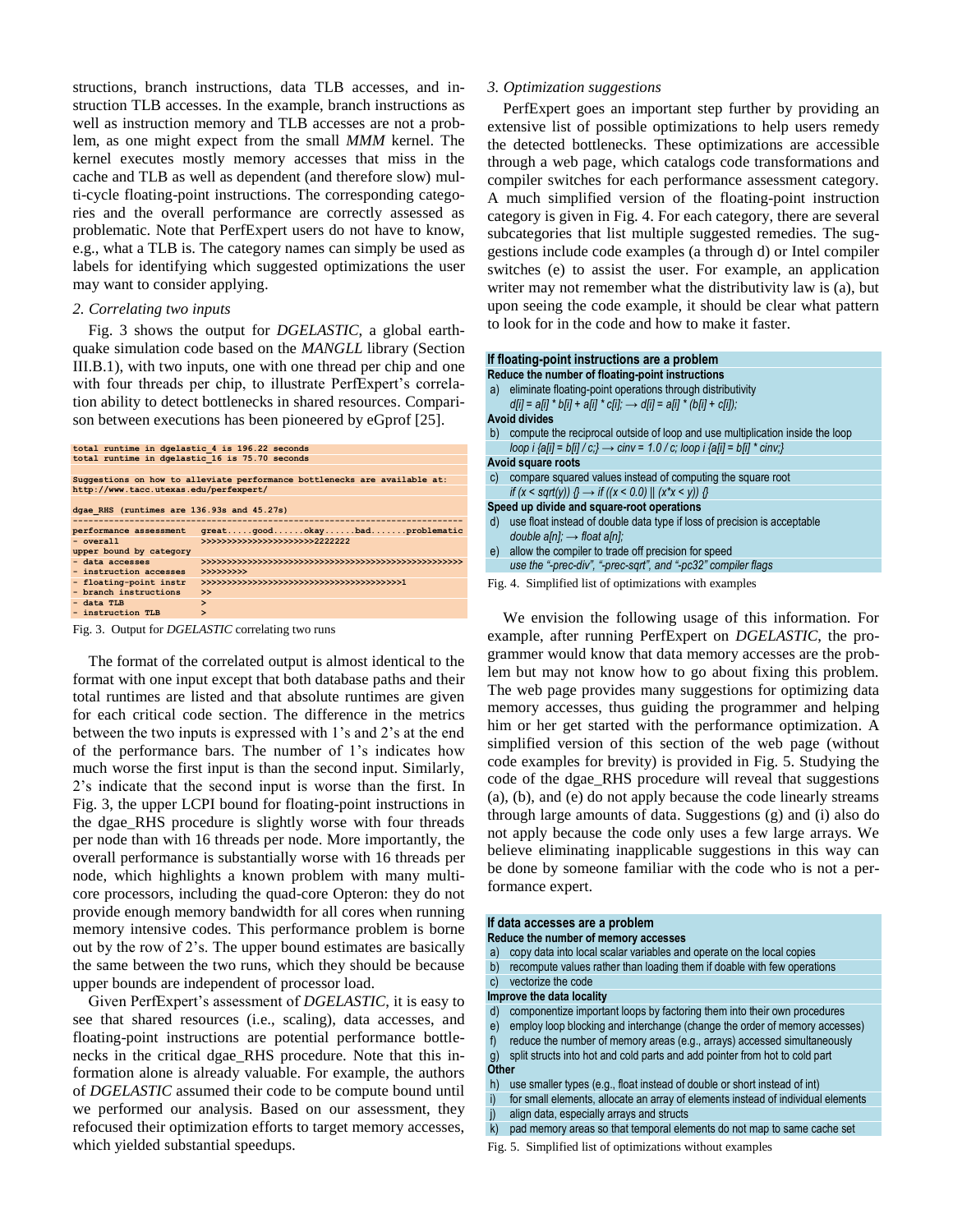structions, branch instructions, data TLB accesses, and instruction TLB accesses. In the example, branch instructions as well as instruction memory and TLB accesses are not a problem, as one might expect from the small *MMM* kernel. The kernel executes mostly memory accesses that miss in the cache and TLB as well as dependent (and therefore slow) multi-cycle floating-point instructions. The corresponding categories and the overall performance are correctly assessed as problematic. Note that PerfExpert users do not have to know, e.g., what a TLB is. The category names can simply be used as labels for identifying which suggested optimizations the user may want to consider applying.

*2. Correlating two inputs*

Fig. 3 shows the output for *DGELASTIC*, a global earthquake simulation code based on the *MANGLL* library (Section III.B.1), with two inputs, one with one thread per chip and one with four threads per chip, to illustrate PerfExpert's correlation ability to detect bottlenecks in shared resources. Comparison between executions has been pioneered by eGprof [25].

```
total runtime in dgelastic_4 is 196.22 seconds
total runtime in dgelastic_16 is 75.70 seconds

Suggestions on how to alleviate performance bottlenecks are available at:
http://www.tacc.utexas.edu/perfexpert/

dgae_RHS (runtimes are 136.93s and 45.27s)
--------------------------------------------------------------------------
performance assessment  great.....good......okay......bad.......problematic
- overall               >>>>>>>>>>>>>>>>>>>>>2222222
upper bound by category
- data accesses         >>>>>>>>>>>>>>>>>>>>>>>>>>>>>>>>>>>>>>>>>>>>>>>>>>>>
- instruction accesses  >>>>>>>>>
- floating-point instr  >>>>>>>>>>>>>>>>>>>>>>>>>>>>>>>>>>>>>>1
- branch instructions   >>
- data TLB              >
- instruction TLB       >
```

Fig. 3. Output for *DGELASTIC* correlating two runs

The format of the correlated output is almost identical to the format with one input except that both database paths and their total runtimes are listed and that absolute runtimes are given for each critical code section. The difference in the metrics between the two inputs is expressed with 1's and 2's at the end of the performance bars. The number of 1's indicates how much worse the first input is than the second input. Similarly, 2's indicate that the second input is worse than the first. In Fig. 3, the upper LCPI bound for floating-point instructions in the dgae_RHS procedure is slightly worse with four threads per node than with 16 threads per node. More importantly, the overall performance is substantially worse with 16 threads per node, which highlights a known problem with many multicore processors, including the quad-core Opteron: they do not provide enough memory bandwidth for all cores when running memory intensive codes. This performance problem is borne out by the row of 2's. The upper bound estimates are basically the same between the two runs, which they should be because upper bounds are independent of processor load.

Given PerfExpert's assessment of *DGELASTIC*, it is easy to see that shared resources (i.e., scaling), data accesses, and floating-point instructions are potential performance bottlenecks in the critical dgae_RHS procedure. Note that this information alone is already valuable. For example, the authors of *DGELASTIC* assumed their code to be compute bound until we performed our analysis. Based on our assessment, they refocused their optimization efforts to target memory accesses, which yielded substantial speedups.

*3. Optimization suggestions*

PerfExpert goes an important step further by providing an extensive list of possible optimizations to help users remedy the detected bottlenecks. These optimizations are accessible through a web page, which catalogs code transformations and compiler switches for each performance assessment category. A much simplified version of the floating-point instruction category is given in Fig. 4. For each category, there are several subcategories that list multiple suggested remedies. The suggestions include code examples (a through d) or Intel compiler switches (e) to assist the user. For example, an application writer may not remember what the distributivity law is (a), but upon seeing the code example, it should be clear what pattern to look for in the code and how to make it faster.

**If floating-point instructions are a problem**

**Reduce the number of floating-point instructions**

a) eliminate floating-point operations through distributivity
   *d[i] = a[i] * b[i] + a[i] * c[i]; → d[i] = a[i] * (b[i] + c[i]);*

**Avoid divides**

b) compute the reciprocal outside of loop and use multiplication inside the loop
   *loop i {a[i] = b[i] / c;} → cinv = 1.0 / c; loop i {a[i] = b[i] * cinv;}*

**Avoid square roots**

c) compare squared values instead of computing the square root
   *if (x < sqrt(y)) {} → if ((x < 0.0) || (x*x < y)) {}*

**Speed up divide and square-root operations**

d) use float instead of double data type if loss of precision is acceptable
   *double a[n]; → float a[n];*

e) allow the compiler to trade off precision for speed
   *use the "-prec-div", "-prec-sqrt", and "-pc32" compiler flags*

Fig. 4. Simplified list of optimizations with examples

We envision the following usage of this information. For example, after running PerfExpert on *DGELASTIC*, the programmer would know that data memory accesses are the problem but may not know how to go about fixing this problem. The web page provides many suggestions for optimizing data memory accesses, thus guiding the programmer and helping him or her get started with the performance optimization. A simplified version of this section of the web page (without code examples for brevity) is provided in Fig. 5. Studying the code of the dgae_RHS procedure will reveal that suggestions (a), (b), and (e) do not apply because the code linearly streams through large amounts of data. Suggestions (g) and (i) also do not apply because the code only uses a few large arrays. We believe eliminating inapplicable suggestions in this way can be done by someone familiar with the code who is not a performance expert.

**If data accesses are a problem**

**Reduce the number of memory accesses**

a) copy data into local scalar variables and operate on the local copies
b) recompute values rather than loading them if doable with few operations
c) vectorize the code

**Improve the data locality**

d) componentize important loops by factoring them into their own procedures
e) employ loop blocking and interchange (change the order of memory accesses)
f) reduce the number of memory areas (e.g., arrays) accessed simultaneously
g) split structs into hot and cold parts and add pointer from hot to cold part

**Other**

h) use smaller types (e.g., float instead of double or short instead of int)
i) for small elements, allocate an array of elements instead of individual elements
j) align data, especially arrays and structs
k) pad memory areas so that temporal elements do not map to same cache set

Fig. 5. Simplified list of optimizations without examples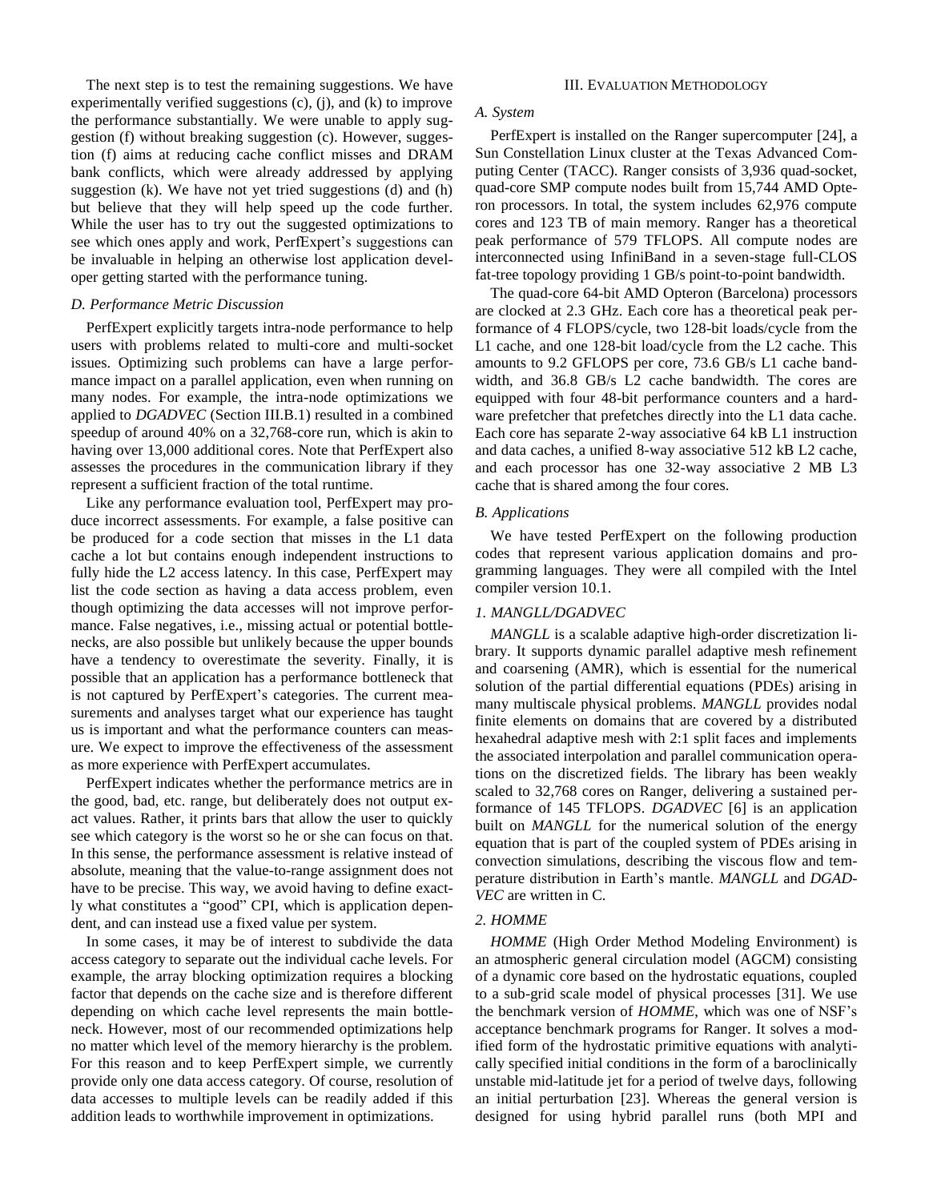The next step is to test the remaining suggestions. We have experimentally verified suggestions (c), (j), and (k) to improve the performance substantially. We were unable to apply suggestion (f) without breaking suggestion (c). However, suggestion (f) aims at reducing cache conflict misses and DRAM bank conflicts, which were already addressed by applying suggestion (k). We have not yet tried suggestions (d) and (h) but believe that they will help speed up the code further. While the user has to try out the suggested optimizations to see which ones apply and work, PerfExpert's suggestions can be invaluable in helping an otherwise lost application developer getting started with the performance tuning.

### D. Performance Metric Discussion

PerfExpert explicitly targets intra-node performance to help users with problems related to multi-core and multi-socket issues. Optimizing such problems can have a large performance impact on a parallel application, even when running on many nodes. For example, the intra-node optimizations we applied to *DGADVEC* (Section III.B.1) resulted in a combined speedup of around 40% on a 32,768-core run, which is akin to having over 13,000 additional cores. Note that PerfExpert also assesses the procedures in the communication library if they represent a sufficient fraction of the total runtime.

Like any performance evaluation tool, PerfExpert may produce incorrect assessments. For example, a false positive can be produced for a code section that misses in the L1 data cache a lot but contains enough independent instructions to fully hide the L2 access latency. In this case, PerfExpert may list the code section as having a data access problem, even though optimizing the data accesses will not improve performance. False negatives, i.e., missing actual or potential bottlenecks, are also possible but unlikely because the upper bounds have a tendency to overestimate the severity. Finally, it is possible that an application has a performance bottleneck that is not captured by PerfExpert's categories. The current measurements and analyses target what our experience has taught us is important and what the performance counters can measure. We expect to improve the effectiveness of the assessment as more experience with PerfExpert accumulates.

PerfExpert indicates whether the performance metrics are in the good, bad, etc. range, but deliberately does not output exact values. Rather, it prints bars that allow the user to quickly see which category is the worst so he or she can focus on that. In this sense, the performance assessment is relative instead of absolute, meaning that the value-to-range assignment does not have to be precise. This way, we avoid having to define exactly what constitutes a "good" CPI, which is application dependent, and can instead use a fixed value per system.

In some cases, it may be of interest to subdivide the data access category to separate out the individual cache levels. For example, the array blocking optimization requires a blocking factor that depends on the cache size and is therefore different depending on which cache level represents the main bottleneck. However, most of our recommended optimizations help no matter which level of the memory hierarchy is the problem. For this reason and to keep PerfExpert simple, we currently provide only one data access category. Of course, resolution of data accesses to multiple levels can be readily added if this addition leads to worthwhile improvement in optimizations.

## III. Evaluation Methodology

### A. System

PerfExpert is installed on the Ranger supercomputer [24], a Sun Constellation Linux cluster at the Texas Advanced Computing Center (TACC). Ranger consists of 3,936 quad-socket, quad-core SMP compute nodes built from 15,744 AMD Opteron processors. In total, the system includes 62,976 compute cores and 123 TB of main memory. Ranger has a theoretical peak performance of 579 TFLOPS. All compute nodes are interconnected using InfiniBand in a seven-stage full-CLOS fat-tree topology providing 1 GB/s point-to-point bandwidth.

The quad-core 64-bit AMD Opteron (Barcelona) processors are clocked at 2.3 GHz. Each core has a theoretical peak performance of 4 FLOPS/cycle, two 128-bit loads/cycle from the L1 cache, and one 128-bit load/cycle from the L2 cache. This amounts to 9.2 GFLOPS per core, 73.6 GB/s L1 cache bandwidth, and 36.8 GB/s L2 cache bandwidth. The cores are equipped with four 48-bit performance counters and a hardware prefetcher that prefetches directly into the L1 data cache. Each core has separate 2-way associative 64 kB L1 instruction and data caches, a unified 8-way associative 512 kB L2 cache, and each processor has one 32-way associative 2 MB L3 cache that is shared among the four cores.

### B. Applications

We have tested PerfExpert on the following production codes that represent various application domains and programming languages. They were all compiled with the Intel compiler version 10.1.

#### 1. MANGLL/DGADVEC

*MANGLL* is a scalable adaptive high-order discretization library. It supports dynamic parallel adaptive mesh refinement and coarsening (AMR), which is essential for the numerical solution of the partial differential equations (PDEs) arising in many multiscale physical problems. *MANGLL* provides nodal finite elements on domains that are covered by a distributed hexahedral adaptive mesh with 2:1 split faces and implements the associated interpolation and parallel communication operations on the discretized fields. The library has been weakly scaled to 32,768 cores on Ranger, delivering a sustained performance of 145 TFLOPS. *DGADVEC* [6] is an application built on *MANGLL* for the numerical solution of the energy equation that is part of the coupled system of PDEs arising in convection simulations, describing the viscous flow and temperature distribution in Earth's mantle. *MANGLL* and *DGADVEC* are written in C.

#### 2. HOMME

*HOMME* (High Order Method Modeling Environment) is an atmospheric general circulation model (AGCM) consisting of a dynamic core based on the hydrostatic equations, coupled to a sub-grid scale model of physical processes [31]. We use the benchmark version of *HOMME*, which was one of NSF's acceptance benchmark programs for Ranger. It solves a modified form of the hydrostatic primitive equations with analytically specified initial conditions in the form of a baroclinically unstable mid-latitude jet for a period of twelve days, following an initial perturbation [23]. Whereas the general version is designed for using hybrid parallel runs (both MPI and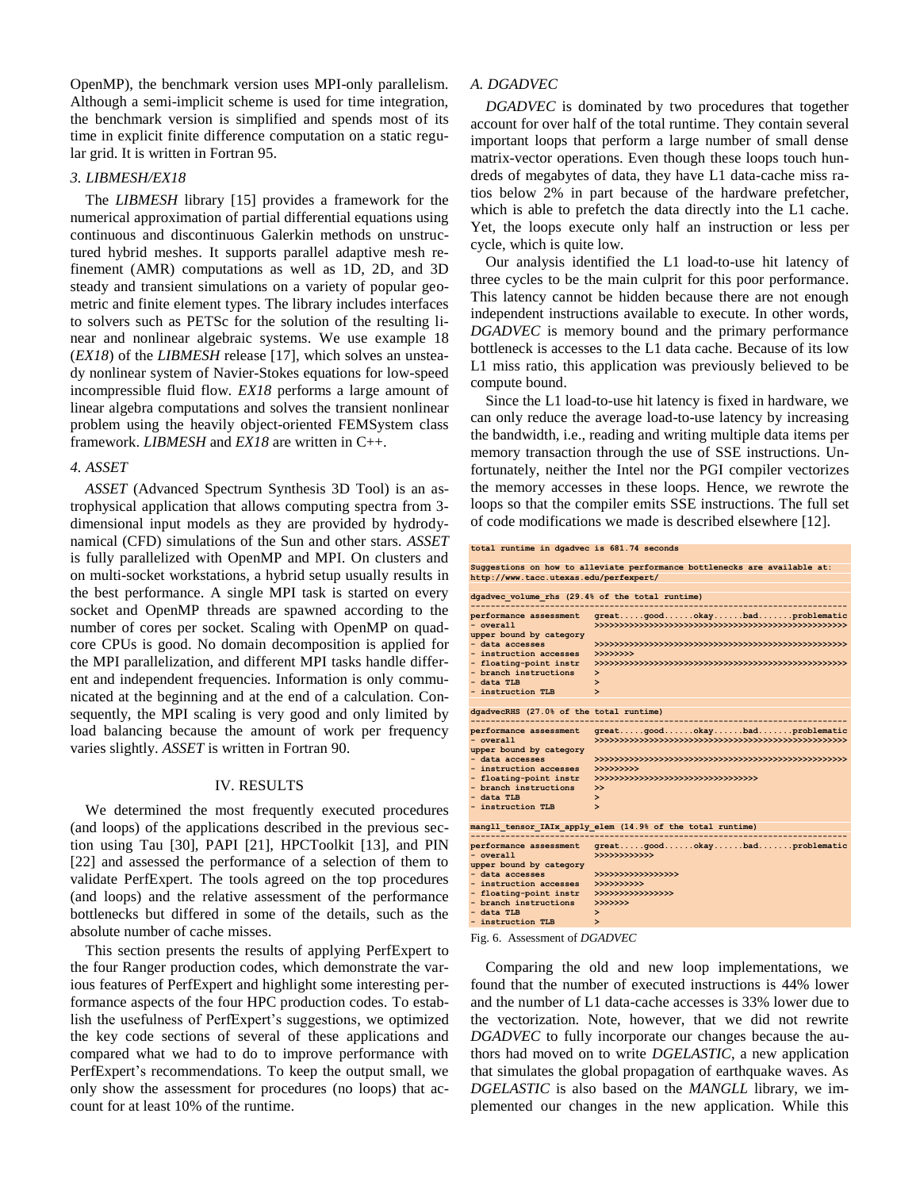OpenMP), the benchmark version uses MPI-only parallelism. Although a semi-implicit scheme is used for time integration, the benchmark version is simplified and spends most of its time in explicit finite difference computation on a static regular grid. It is written in Fortran 95.

### 3. LIBMESH/EX18

The *LIBMESH* library [15] provides a framework for the numerical approximation of partial differential equations using continuous and discontinuous Galerkin methods on unstructured hybrid meshes. It supports parallel adaptive mesh refinement (AMR) computations as well as 1D, 2D, and 3D steady and transient simulations on a variety of popular geometric and finite element types. The library includes interfaces to solvers such as PETSc for the solution of the resulting linear and nonlinear algebraic systems. We use example 18 (*EX18*) of the *LIBMESH* release [17], which solves an unsteady nonlinear system of Navier-Stokes equations for low-speed incompressible fluid flow. *EX18* performs a large amount of linear algebra computations and solves the transient nonlinear problem using the heavily object-oriented FEMSystem class framework. *LIBMESH* and *EX18* are written in C++.

### 4. ASSET

*ASSET* (Advanced Spectrum Synthesis 3D Tool) is an astrophysical application that allows computing spectra from 3-dimensional input models as they are provided by hydrodynamical (CFD) simulations of the Sun and other stars. *ASSET* is fully parallelized with OpenMP and MPI. On clusters and on multi-socket workstations, a hybrid setup usually results in the best performance. A single MPI task is started on every socket and OpenMP threads are spawned according to the number of cores per socket. Scaling with OpenMP on quad-core CPUs is good. No domain decomposition is applied for the MPI parallelization, and different MPI tasks handle different and independent frequencies. Information is only communicated at the beginning and at the end of a calculation. Consequently, the MPI scaling is very good and only limited by load balancing because the amount of work per frequency varies slightly. *ASSET* is written in Fortran 90.

## IV. RESULTS

We determined the most frequently executed procedures (and loops) of the applications described in the previous section using Tau [30], PAPI [21], HPCToolkit [13], and PIN [22] and assessed the performance of a selection of them to validate PerfExpert. The tools agreed on the top procedures (and loops) and the relative assessment of the performance bottlenecks but differed in some of the details, such as the absolute number of cache misses.

This section presents the results of applying PerfExpert to the four Ranger production codes, which demonstrate the various features of PerfExpert and highlight some interesting performance aspects of the four HPC production codes. To establish the usefulness of PerfExpert's suggestions, we optimized the key code sections of several of these applications and compared what we had to do to improve performance with PerfExpert's recommendations. To keep the output small, we only show the assessment for procedures (no loops) that account for at least 10% of the runtime.

### A. DGADVEC

*DGADVEC* is dominated by two procedures that together account for over half of the total runtime. They contain several important loops that perform a large number of small dense matrix-vector operations. Even though these loops touch hundreds of megabytes of data, they have L1 data-cache miss ratios below 2% in part because of the hardware prefetcher, which is able to prefetch the data directly into the L1 cache. Yet, the loops execute only half an instruction or less per cycle, which is quite low.

Our analysis identified the L1 load-to-use hit latency of three cycles to be the main culprit for this poor performance. This latency cannot be hidden because there are not enough independent instructions available to execute. In other words, *DGADVEC* is memory bound and the primary performance bottleneck is accesses to the L1 data cache. Because of its low L1 miss ratio, this application was previously believed to be compute bound.

Since the L1 load-to-use hit latency is fixed in hardware, we can only reduce the average load-to-use latency by increasing the bandwidth, i.e., reading and writing multiple data items per memory transaction through the use of SSE instructions. Unfortunately, neither the Intel nor the PGI compiler vectorizes the memory accesses in these loops. Hence, we rewrote the loops so that the compiler emits SSE instructions. The full set of code modifications we made is described elsewhere [12].

```
total runtime in dgadvec is 681.74 seconds

Suggestions on how to alleviate performance bottlenecks are available at:
http://www.tacc.utexas.edu/perfexpert/

dgadvec_volume_rhs (29.4% of the total runtime)
---------------------------------------------------------------------------
performance assessment   great.....good......okay......bad.......problematic
- overall                >>>>>>>>>>>>>>>>>>>>>>>>>>>>>>>>>>>>>>>>>>>>>>>>>>>
upper bound by category
- data accesses          >>>>>>>>>>>>>>>>>>>>>>>>>>>>>>>>>>>>>>>>>>>>>>>>>>>
- instruction accesses   >>>>>>>>
- floating-point instr   >>>>>>>>>>>>>>>>>>>>>>>>>>>>>>>>>>>>>>>>>>>>>>>>>>>
- branch instructions    >
- data TLB               >
- instruction TLB        >

dgadvecRHS (27.0% of the total runtime)
---------------------------------------------------------------------------
performance assessment   great.....good......okay......bad.......problematic
- overall                >>>>>>>>>>>>>>>>>>>>>>>>>>>>>>>>>>>>>>>>>>>>>>>>>>>
upper bound by category
- data accesses          >>>>>>>>>>>>>>>>>>>>>>>>>>>>>>>>>>>>>>>>>>>>>>>>>>>
- instruction accesses   >>>>>>>>>
- floating-point instr   >>>>>>>>>>>>>>>>>>>>>>>>>>>>>>>>
- branch instructions    >>
- data TLB               >
- instruction TLB        >

mangll_tensor_IAIx_apply_elem (14.9% of the total runtime)
---------------------------------------------------------------------------
performance assessment   great.....good......okay......bad.......problematic
- overall                >>>>>>>>>>>>
upper bound by category
- data accesses          >>>>>>>>>>>>>>>>
- instruction accesses   >>>>>>>>>>
- floating-point instr   >>>>>>>>>>>>>>>
- branch instructions    >>>>>>>
- data TLB               >
- instruction TLB        >
```

Fig. 6. Assessment of *DGADVEC*

Comparing the old and new loop implementations, we found that the number of executed instructions is 44% lower and the number of L1 data-cache accesses is 33% lower due to the vectorization. Note, however, that we did not rewrite *DGADVEC* to fully incorporate our changes because the authors had moved on to write *DGELASTIC*, a new application that simulates the global propagation of earthquake waves. As *DGELASTIC* is also based on the *MANGLL* library, we implemented our changes in the new application. While this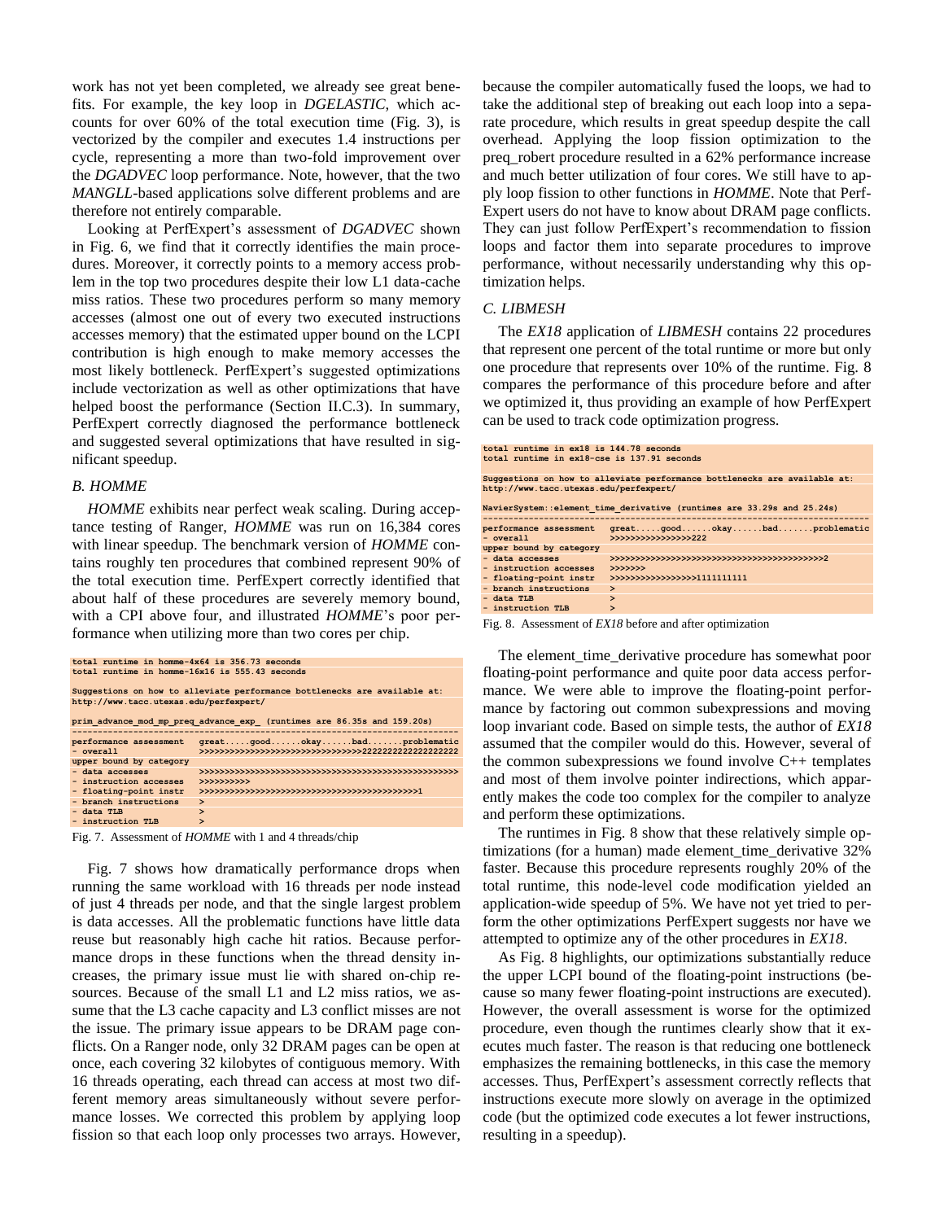work has not yet been completed, we already see great benefits. For example, the key loop in *DGELASTIC*, which accounts for over 60% of the total execution time (Fig. 3), is vectorized by the compiler and executes 1.4 instructions per cycle, representing a more than two-fold improvement over the *DGADVEC* loop performance. Note, however, that the two *MANGLL*-based applications solve different problems and are therefore not entirely comparable.

Looking at PerfExpert's assessment of *DGADVEC* shown in Fig. 6, we find that it correctly identifies the main procedures. Moreover, it correctly points to a memory access problem in the top two procedures despite their low L1 data-cache miss ratios. These two procedures perform so many memory accesses (almost one out of every two executed instructions accesses memory) that the estimated upper bound on the LCPI contribution is high enough to make memory accesses the most likely bottleneck. PerfExpert's suggested optimizations include vectorization as well as other optimizations that have helped boost the performance (Section II.C.3). In summary, PerfExpert correctly diagnosed the performance bottleneck and suggested several optimizations that have resulted in significant speedup.

### B. HOMME

*HOMME* exhibits near perfect weak scaling. During acceptance testing of Ranger, *HOMME* was run on 16,384 cores with linear speedup. The benchmark version of *HOMME* contains roughly ten procedures that combined represent 90% of the total execution time. PerfExpert correctly identified that about half of these procedures are severely memory bound, with a CPI above four, and illustrated *HOMME*'s poor performance when utilizing more than two cores per chip.

```
total runtime in homme-4x64 is 356.73 seconds
total runtime in homme-16x16 is 555.43 seconds

Suggestions on how to alleviate performance bottlenecks are available at:
http://www.tacc.utexas.edu/perfexpert/

prim_advance_mod_mp_preq_advance_exp_ (runtimes are 86.35s and 159.20s)
--------------------------------------------------------------------------
performance assessment   great.....good......okay......bad.......problematic
- overall                >>>>>>>>>>>>>>>>>>>>>>>>>>>>>>>>>2222222222222222222
upper bound by category
- data accesses          >>>>>>>>>>>>>>>>>>>>>>>>>>>>>>>>>>>>>>>>>>>>>>>>>>>
- instruction accesses   >>>>>>>>>>
- floating-point instr   >>>>>>>>>>>>>>>>>>>>>>>>>>>>>>>>>>>>>>>>>>>>1
- branch instructions    >
- data TLB               >
- instruction TLB        >
```

Fig. 7. Assessment of *HOMME* with 1 and 4 threads/chip

Fig. 7 shows how dramatically performance drops when running the same workload with 16 threads per node instead of just 4 threads per node, and that the single largest problem is data accesses. All the problematic functions have little data reuse but reasonably high cache hit ratios. Because performance drops in these functions when the thread density increases, the primary issue must lie with shared on-chip resources. Because of the small L1 and L2 miss ratios, we assume that the L3 cache capacity and L3 conflict misses are not the issue. The primary issue appears to be DRAM page conflicts. On a Ranger node, only 32 DRAM pages can be open at once, each covering 32 kilobytes of contiguous memory. With 16 threads operating, each thread can access at most two different memory areas simultaneously without severe performance losses. We corrected this problem by applying loop fission so that each loop only processes two arrays. However, because the compiler automatically fused the loops, we had to take the additional step of breaking out each loop into a separate procedure, which results in great speedup despite the call overhead. Applying the loop fission optimization to the preq_robert procedure resulted in a 62% performance increase and much better utilization of four cores. We still have to apply loop fission to other functions in *HOMME*. Note that PerfExpert users do not have to know about DRAM page conflicts. They can just follow PerfExpert's recommendation to fission loops and factor them into separate procedures to improve performance, without necessarily understanding why this optimization helps.

### C. LIBMESH

The *EX18* application of *LIBMESH* contains 22 procedures that represent one percent of the total runtime or more but only one procedure that represents over 10% of the runtime. Fig. 8 compares the performance of this procedure before and after we optimized it, thus providing an example of how PerfExpert can be used to track code optimization progress.

```
total runtime in ex18 is 144.78 seconds
total runtime in ex18-cse is 137.91 seconds

Suggestions on how to alleviate performance bottlenecks are available at:
http://www.tacc.utexas.edu/perfexpert/

NavierSystem::element_time_derivative (runtimes are 33.29s and 25.24s)
--------------------------------------------------------------------------
performance assessment   great.....good......okay......bad.......problematic
- overall                >>>>>>>>>>>>>>>>222
upper bound by category
- data accesses          >>>>>>>>>>>>>>>>>>>>>>>>>>>>>>>>>>>>>>>>>>>2
- instruction accesses   >>>>>>>
- floating-point instr   >>>>>>>>>>>>>>>>>1111111111
- branch instructions    >
- data TLB               >
- instruction TLB        >
```

Fig. 8. Assessment of *EX18* before and after optimization

The element_time_derivative procedure has somewhat poor floating-point performance and quite poor data access performance. We were able to improve the floating-point performance by factoring out common subexpressions and moving loop invariant code. Based on simple tests, the author of *EX18* assumed that the compiler would do this. However, several of the common subexpressions we found involve C++ templates and most of them involve pointer indirections, which apparently makes the code too complex for the compiler to analyze and perform these optimizations.

The runtimes in Fig. 8 show that these relatively simple optimizations (for a human) made element_time_derivative 32% faster. Because this procedure represents roughly 20% of the total runtime, this node-level code modification yielded an application-wide speedup of 5%. We have not yet tried to perform the other optimizations PerfExpert suggests nor have we attempted to optimize any of the other procedures in *EX18*.

As Fig. 8 highlights, our optimizations substantially reduce the upper LCPI bound of the floating-point instructions (because so many fewer floating-point instructions are executed). However, the overall assessment is worse for the optimized procedure, even though the runtimes clearly show that it executes much faster. The reason is that reducing one bottleneck emphasizes the remaining bottlenecks, in this case the memory accesses. Thus, PerfExpert's assessment correctly reflects that instructions execute more slowly on average in the optimized code (but the optimized code executes a lot fewer instructions, resulting in a speedup).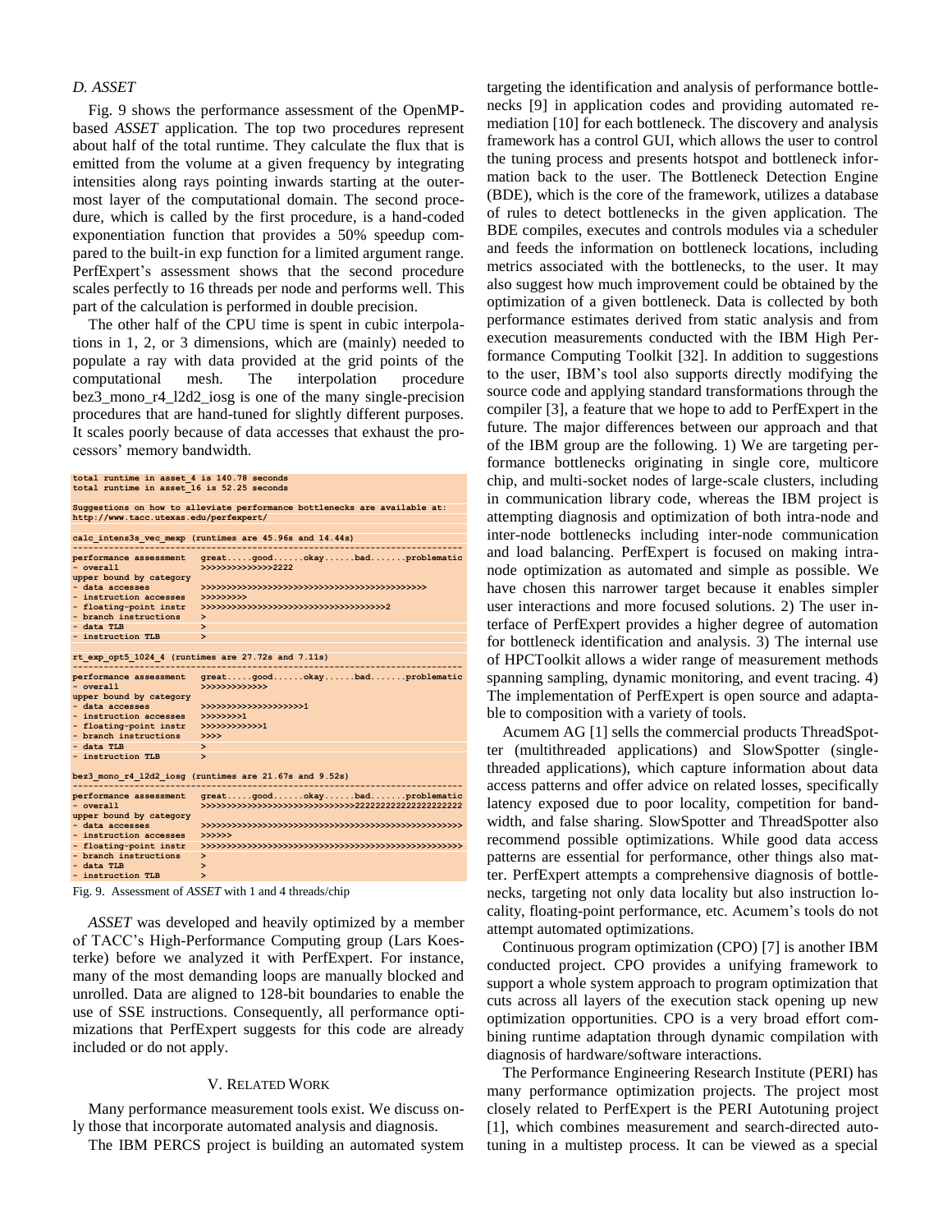### D. ASSET

Fig. 9 shows the performance assessment of the OpenMP-based *ASSET* application. The top two procedures represent about half of the total runtime. They calculate the flux that is emitted from the volume at a given frequency by integrating intensities along rays pointing inwards starting at the outermost layer of the computational domain. The second procedure, which is called by the first procedure, is a hand-coded exponentiation function that provides a 50% speedup compared to the built-in exp function for a limited argument range. PerfExpert's assessment shows that the second procedure scales perfectly to 16 threads per node and performs well. This part of the calculation is performed in double precision.

The other half of the CPU time is spent in cubic interpolations in 1, 2, or 3 dimensions, which are (mainly) needed to populate a ray with data provided at the grid points of the computational mesh. The interpolation procedure bez3_mono_r4_l2d2_iosg is one of the many single-precision procedures that are hand-tuned for slightly different purposes. It scales poorly because of data accesses that exhaust the processors' memory bandwidth.

```
total runtime in asset_4 is 140.78 seconds
total runtime in asset_16 is 52.25 seconds

Suggestions on how to alleviate performance bottlenecks are available at:
http://www.tacc.utexas.edu/perfexpert/

calc_intens3s_vec_mexp (runtimes are 45.96s and 14.44s)
-------------------------------------------------------------------------------
performance assessment   great.....good......okay......bad.......problematic
- overall                >>>>>>>>>>>>>>2222
upper bound by category
- data accesses          >>>>>>>>>>>>>>>>>>>>>>>>>>>>>>>>>>>>>>>>>>>>>>
- instruction accesses   >>>>>>>>>
- floating-point instr   >>>>>>>>>>>>>>>>>>>>>>>>>>>>>>>>>>>2
- branch instructions    >
- data TLB               >
- instruction TLB        >

rt_exp_opt5_1024_4 (runtimes are 27.72s and 7.11s)
-------------------------------------------------------------------------------
performance assessment   great.....good......okay......bad.......problematic
- overall                >>>>>>>>>>>>>
upper bound by category
- data accesses          >>>>>>>>>>>>>>>>>>>>1
- instruction accesses   >>>>>>>>1
- floating-point instr   >>>>>>>>>>>>1
- branch instructions    >>>>
- data TLB               >
- instruction TLB        >

bez3_mono_r4_l2d2_iosg (runtimes are 21.67s and 9.52s)
-------------------------------------------------------------------------------
performance assessment   great.....good......okay......bad.......problematic
- overall                >>>>>>>>>>>>>>>>>>>>>>>>>>>>>>2222222222222222222222
upper bound by category
- data accesses          >>>>>>>>>>>>>>>>>>>>>>>>>>>>>>>>>>>>>>>>>>>>>>>>>>>>
- instruction accesses   >>>>>>
- floating-point instr   >>>>>>>>>>>>>>>>>>>>>>>>>>>>>>>>>>>>>>>>>>>>>>>>>>>>
- branch instructions    >
- data TLB               >
- instruction TLB        >
```

Fig. 9. Assessment of *ASSET* with 1 and 4 threads/chip

*ASSET* was developed and heavily optimized by a member of TACC's High-Performance Computing group (Lars Koesterke) before we analyzed it with PerfExpert. For instance, many of the most demanding loops are manually blocked and unrolled. Data are aligned to 128-bit boundaries to enable the use of SSE instructions. Consequently, all performance optimizations that PerfExpert suggests for this code are already included or do not apply.

## V. Related Work

Many performance measurement tools exist. We discuss only those that incorporate automated analysis and diagnosis.

The IBM PERCS project is building an automated system targeting the identification and analysis of performance bottlenecks [9] in application codes and providing automated remediation [10] for each bottleneck. The discovery and analysis framework has a control GUI, which allows the user to control the tuning process and presents hotspot and bottleneck information back to the user. The Bottleneck Detection Engine (BDE), which is the core of the framework, utilizes a database of rules to detect bottlenecks in the given application. The BDE compiles, executes and controls modules via a scheduler and feeds the information on bottleneck locations, including metrics associated with the bottlenecks, to the user. It may also suggest how much improvement could be obtained by the optimization of a given bottleneck. Data is collected by both performance estimates derived from static analysis and from execution measurements conducted with the IBM High Performance Computing Toolkit [32]. In addition to suggestions to the user, IBM's tool also supports directly modifying the source code and applying standard transformations through the compiler [3], a feature that we hope to add to PerfExpert in the future. The major differences between our approach and that of the IBM group are the following. 1) We are targeting performance bottlenecks originating in single core, multicore chip, and multi-socket nodes of large-scale clusters, including in communication library code, whereas the IBM project is attempting diagnosis and optimization of both intra-node and inter-node bottlenecks including inter-node communication and load balancing. PerfExpert is focused on making intra-node optimization as automated and simple as possible. We have chosen this narrower target because it enables simpler user interactions and more focused solutions. 2) The user interface of PerfExpert provides a higher degree of automation for bottleneck identification and analysis. 3) The internal use of HPCToolkit allows a wider range of measurement methods spanning sampling, dynamic monitoring, and event tracing. 4) The implementation of PerfExpert is open source and adaptable to composition with a variety of tools.

Acumem AG [1] sells the commercial products ThreadSpotter (multithreaded applications) and SlowSpotter (single-threaded applications), which capture information about data access patterns and offer advice on related losses, specifically latency exposed due to poor locality, competition for bandwidth, and false sharing. SlowSpotter and ThreadSpotter also recommend possible optimizations. While good data access patterns are essential for performance, other things also matter. PerfExpert attempts a comprehensive diagnosis of bottlenecks, targeting not only data locality but also instruction locality, floating-point performance, etc. Acumem's tools do not attempt automated optimizations.

Continuous program optimization (CPO) [7] is another IBM conducted project. CPO provides a unifying framework to support a whole system approach to program optimization that cuts across all layers of the execution stack opening up new optimization opportunities. CPO is a very broad effort combining runtime adaptation through dynamic compilation with diagnosis of hardware/software interactions.

The Performance Engineering Research Institute (PERI) has many performance optimization projects. The project most closely related to PerfExpert is the PERI Autotuning project [1], which combines measurement and search-directed autotuning in a multistep process. It can be viewed as a special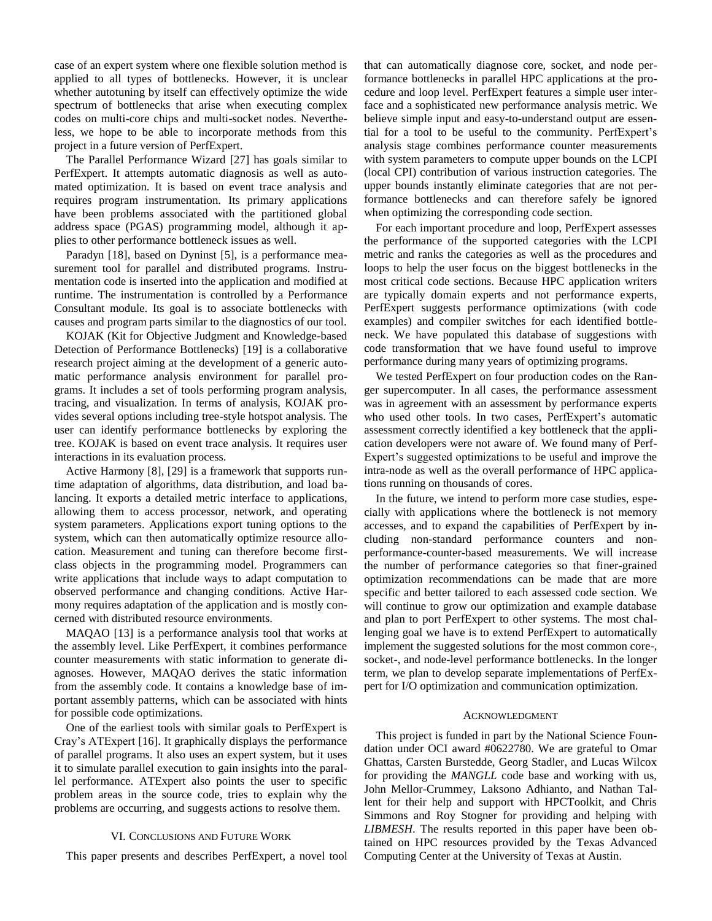case of an expert system where one flexible solution method is applied to all types of bottlenecks. However, it is unclear whether autotuning by itself can effectively optimize the wide spectrum of bottlenecks that arise when executing complex codes on multi-core chips and multi-socket nodes. Nevertheless, we hope to be able to incorporate methods from this project in a future version of PerfExpert.

The Parallel Performance Wizard [27] has goals similar to PerfExpert. It attempts automatic diagnosis as well as automated optimization. It is based on event trace analysis and requires program instrumentation. Its primary applications have been problems associated with the partitioned global address space (PGAS) programming model, although it applies to other performance bottleneck issues as well.

Paradyn [18], based on Dyninst [5], is a performance measurement tool for parallel and distributed programs. Instrumentation code is inserted into the application and modified at runtime. The instrumentation is controlled by a Performance Consultant module. Its goal is to associate bottlenecks with causes and program parts similar to the diagnostics of our tool.

KOJAK (Kit for Objective Judgment and Knowledge-based Detection of Performance Bottlenecks) [19] is a collaborative research project aiming at the development of a generic automatic performance analysis environment for parallel programs. It includes a set of tools performing program analysis, tracing, and visualization. In terms of analysis, KOJAK provides several options including tree-style hotspot analysis. The user can identify performance bottlenecks by exploring the tree. KOJAK is based on event trace analysis. It requires user interactions in its evaluation process.

Active Harmony [8], [29] is a framework that supports runtime adaptation of algorithms, data distribution, and load balancing. It exports a detailed metric interface to applications, allowing them to access processor, network, and operating system parameters. Applications export tuning options to the system, which can then automatically optimize resource allocation. Measurement and tuning can therefore become first-class objects in the programming model. Programmers can write applications that include ways to adapt computation to observed performance and changing conditions. Active Harmony requires adaptation of the application and is mostly concerned with distributed resource environments.

MAQAO [13] is a performance analysis tool that works at the assembly level. Like PerfExpert, it combines performance counter measurements with static information to generate diagnoses. However, MAQAO derives the static information from the assembly code. It contains a knowledge base of important assembly patterns, which can be associated with hints for possible code optimizations.

One of the earliest tools with similar goals to PerfExpert is Cray's ATExpert [16]. It graphically displays the performance of parallel programs. It also uses an expert system, but it uses it to simulate parallel execution to gain insights into the parallel performance. ATExpert also points the user to specific problem areas in the source code, tries to explain why the problems are occurring, and suggests actions to resolve them.

## VI. Conclusions and Future Work

This paper presents and describes PerfExpert, a novel tool that can automatically diagnose core, socket, and node performance bottlenecks in parallel HPC applications at the procedure and loop level. PerfExpert features a simple user interface and a sophisticated new performance analysis metric. We believe simple input and easy-to-understand output are essential for a tool to be useful to the community. PerfExpert's analysis stage combines performance counter measurements with system parameters to compute upper bounds on the LCPI (local CPI) contribution of various instruction categories. The upper bounds instantly eliminate categories that are not performance bottlenecks and can therefore safely be ignored when optimizing the corresponding code section.

For each important procedure and loop, PerfExpert assesses the performance of the supported categories with the LCPI metric and ranks the categories as well as the procedures and loops to help the user focus on the biggest bottlenecks in the most critical code sections. Because HPC application writers are typically domain experts and not performance experts, PerfExpert suggests performance optimizations (with code examples) and compiler switches for each identified bottleneck. We have populated this database of suggestions with code transformation that we have found useful to improve performance during many years of optimizing programs.

We tested PerfExpert on four production codes on the Ranger supercomputer. In all cases, the performance assessment was in agreement with an assessment by performance experts who used other tools. In two cases, PerfExpert's automatic assessment correctly identified a key bottleneck that the application developers were not aware of. We found many of PerfExpert's suggested optimizations to be useful and improve the intra-node as well as the overall performance of HPC applications running on thousands of cores.

In the future, we intend to perform more case studies, especially with applications where the bottleneck is not memory accesses, and to expand the capabilities of PerfExpert by including non-standard performance counters and non-performance-counter-based measurements. We will increase the number of performance categories so that finer-grained optimization recommendations can be made that are more specific and better tailored to each assessed code section. We will continue to grow our optimization and example database and plan to port PerfExpert to other systems. The most challenging goal we have is to extend PerfExpert to automatically implement the suggested solutions for the most common core-, socket-, and node-level performance bottlenecks. In the longer term, we plan to develop separate implementations of PerfExpert for I/O optimization and communication optimization.

## Acknowledgment

This project is funded in part by the National Science Foundation under OCI award #0622780. We are grateful to Omar Ghattas, Carsten Burstedde, Georg Stadler, and Lucas Wilcox for providing the *MANGLL* code base and working with us, John Mellor-Crummey, Laksono Adhianto, and Nathan Tallent for their help and support with HPCToolkit, and Chris Simmons and Roy Stogner for providing and helping with *LIBMESH*. The results reported in this paper have been obtained on HPC resources provided by the Texas Advanced Computing Center at the University of Texas at Austin.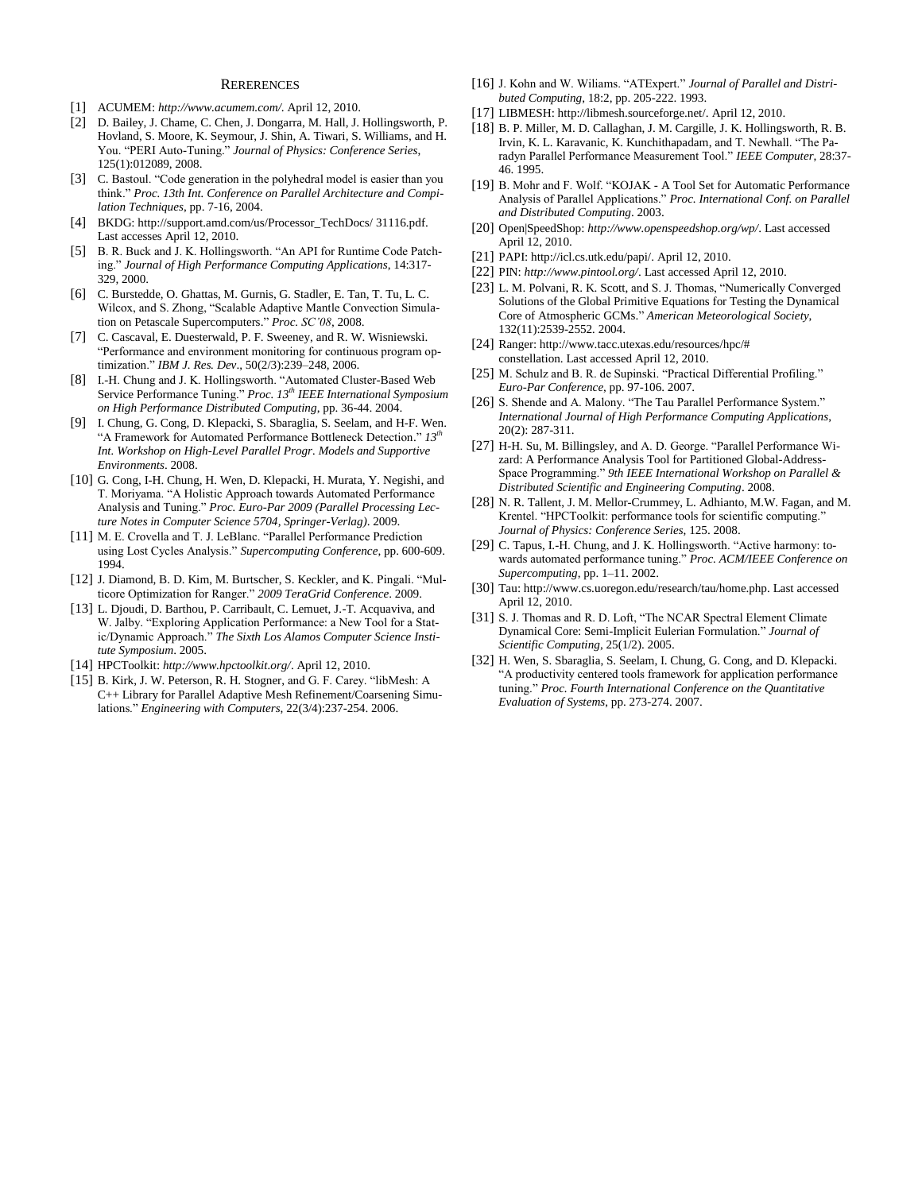## RERERENCES

[1] ACUMEM: *http://www.acumem.com/*. April 12, 2010.

[2] D. Bailey, J. Chame, C. Chen, J. Dongarra, M. Hall, J. Hollingsworth, P. Hovland, S. Moore, K. Seymour, J. Shin, A. Tiwari, S. Williams, and H. You. "PERI Auto-Tuning." *Journal of Physics: Conference Series*, 125(1):012089, 2008.

[3] C. Bastoul. "Code generation in the polyhedral model is easier than you think." *Proc. 13th Int. Conference on Parallel Architecture and Compilation Techniques*, pp. 7-16, 2004.

[4] BKDG: http://support.amd.com/us/Processor_TechDocs/ 31116.pdf. Last accesses April 12, 2010.

[5] B. R. Buck and J. K. Hollingsworth. "An API for Runtime Code Patching." *Journal of High Performance Computing Applications*, 14:317-329, 2000.

[6] C. Burstedde, O. Ghattas, M. Gurnis, G. Stadler, E. Tan, T. Tu, L. C. Wilcox, and S. Zhong, "Scalable Adaptive Mantle Convection Simulation on Petascale Supercomputers." *Proc. SC'08*, 2008.

[7] C. Cascaval, E. Duesterwald, P. F. Sweeney, and R. W. Wisniewski. "Performance and environment monitoring for continuous program optimization." *IBM J. Res. Dev*., 50(2/3):239–248, 2006.

[8] I.-H. Chung and J. K. Hollingsworth. "Automated Cluster-Based Web Service Performance Tuning." *Proc. 13th IEEE International Symposium on High Performance Distributed Computing*, pp. 36-44. 2004.

[9] I. Chung, G. Cong, D. Klepacki, S. Sbaraglia, S. Seelam, and H-F. Wen. "A Framework for Automated Performance Bottleneck Detection." *13th Int. Workshop on High-Level Parallel Progr. Models and Supportive Environments*. 2008.

[10] G. Cong, I-H. Chung, H. Wen, D. Klepacki, H. Murata, Y. Negishi, and T. Moriyama. "A Holistic Approach towards Automated Performance Analysis and Tuning." *Proc. Euro-Par 2009 (Parallel Processing Lecture Notes in Computer Science 5704, Springer-Verlag)*. 2009.

[11] M. E. Crovella and T. J. LeBlanc. "Parallel Performance Prediction using Lost Cycles Analysis." *Supercomputing Conference*, pp. 600-609. 1994.

[12] J. Diamond, B. D. Kim, M. Burtscher, S. Keckler, and K. Pingali. "Multicore Optimization for Ranger." *2009 TeraGrid Conference*. 2009.

[13] L. Djoudi, D. Barthou, P. Carribault, C. Lemuet, J.-T. Acquaviva, and W. Jalby. "Exploring Application Performance: a New Tool for a Static/Dynamic Approach." *The Sixth Los Alamos Computer Science Institute Symposium*. 2005.

[14] HPCToolkit: *http://www.hpctoolkit.org/*. April 12, 2010.

[15] B. Kirk, J. W. Peterson, R. H. Stogner, and G. F. Carey. "libMesh: A C++ Library for Parallel Adaptive Mesh Refinement/Coarsening Simulations." *Engineering with Computers*, 22(3/4):237-254. 2006.

[16] J. Kohn and W. Wiliams. "ATExpert." *Journal of Parallel and Distributed Computing*, 18:2, pp. 205-222. 1993.

[17] LIBMESH: http://libmesh.sourceforge.net/. April 12, 2010.

[18] B. P. Miller, M. D. Callaghan, J. M. Cargille, J. K. Hollingsworth, R. B. Irvin, K. L. Karavanic, K. Kunchithapadam, and T. Newhall. "The Paradyn Parallel Performance Measurement Tool." *IEEE Computer*, 28:37-46. 1995.

[19] B. Mohr and F. Wolf. "KOJAK - A Tool Set for Automatic Performance Analysis of Parallel Applications." *Proc. International Conf. on Parallel and Distributed Computing*. 2003.

[20] Open|SpeedShop: *http://www.openspeedshop.org/wp/*. Last accessed April 12, 2010.

[21] PAPI: http://icl.cs.utk.edu/papi/. April 12, 2010.

[22] PIN: *http://www.pintool.org/*. Last accessed April 12, 2010.

[23] L. M. Polvani, R. K. Scott, and S. J. Thomas, "Numerically Converged Solutions of the Global Primitive Equations for Testing the Dynamical Core of Atmospheric GCMs." *American Meteorological Society*, 132(11):2539-2552. 2004.

[24] Ranger: http://www.tacc.utexas.edu/resources/hpc/# constellation. Last accessed April 12, 2010.

[25] M. Schulz and B. R. de Supinski. "Practical Differential Profiling." *Euro-Par Conference*, pp. 97-106. 2007.

[26] S. Shende and A. Malony. "The Tau Parallel Performance System." *International Journal of High Performance Computing Applications*, 20(2): 287-311.

[27] H-H. Su, M. Billingsley, and A. D. George. "Parallel Performance Wizard: A Performance Analysis Tool for Partitioned Global-Address-Space Programming." *9th IEEE International Workshop on Parallel & Distributed Scientific and Engineering Computing*. 2008.

[28] N. R. Tallent, J. M. Mellor-Crummey, L. Adhianto, M.W. Fagan, and M. Krentel. "HPCToolkit: performance tools for scientific computing." *Journal of Physics: Conference Series*, 125. 2008.

[29] C. Tapus, I.-H. Chung, and J. K. Hollingsworth. "Active harmony: towards automated performance tuning." *Proc. ACM/IEEE Conference on Supercomputing*, pp. 1–11. 2002.

[30] Tau: http://www.cs.uoregon.edu/research/tau/home.php. Last accessed April 12, 2010.

[31] S. J. Thomas and R. D. Loft, "The NCAR Spectral Element Climate Dynamical Core: Semi-Implicit Eulerian Formulation." *Journal of Scientific Computing*, 25(1/2). 2005.

[32] H. Wen, S. Sbaraglia, S. Seelam, I. Chung, G. Cong, and D. Klepacki. "A productivity centered tools framework for application performance tuning." *Proc. Fourth International Conference on the Quantitative Evaluation of Systems*, pp. 273-274. 2007.